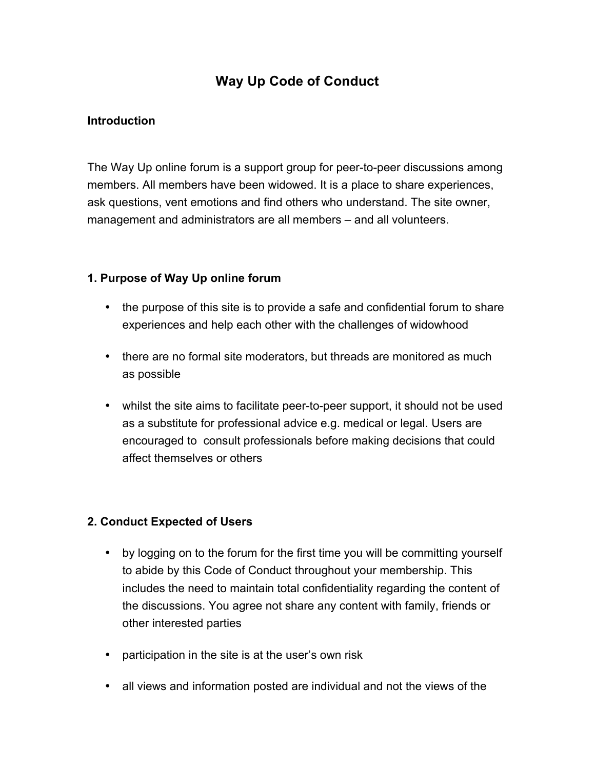# Way Up Code of Conduct

### Introduction

The Way Up online forum is a support group for peer-to-peer discussions among members. All members have been widowed. It is a place to share experiences, ask questions, vent emotions and find others who understand. The site owner, management and administrators are all members – and all volunteers.

### 1. Purpose of Way Up online forum

- the purpose of this site is to provide a safe and confidential forum to share experiences and help each other with the challenges of widowhood
- there are no formal site moderators, but threads are monitored as much as possible
- whilst the site aims to facilitate peer-to-peer support, it should not be used as a substitute for professional advice e.g. medical or legal. Users are encouraged to consult professionals before making decisions that could affect themselves or others

### 2. Conduct Expected of Users

- by logging on to the forum for the first time you will be committing yourself to abide by this Code of Conduct throughout your membership. This includes the need to maintain total confidentiality regarding the content of the discussions. You agree not share any content with family, friends or other interested parties
- participation in the site is at the user's own risk
- all views and information posted are individual and not the views of the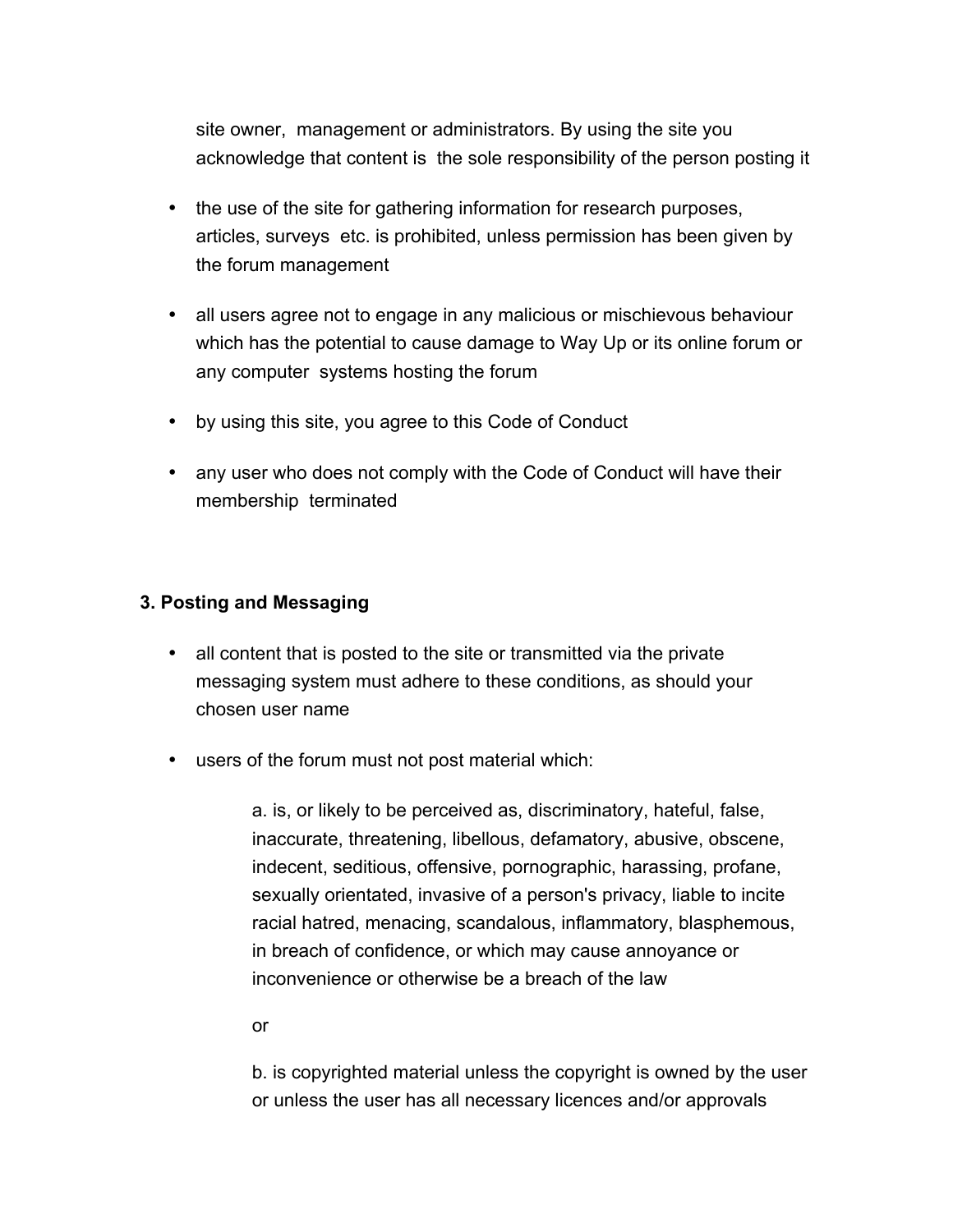site owner, management or administrators. By using the site you acknowledge that content is the sole responsibility of the person posting it

- the use of the site for gathering information for research purposes, articles, surveys etc. is prohibited, unless permission has been given by the forum management
- all users agree not to engage in any malicious or mischievous behaviour which has the potential to cause damage to Way Up or its online forum or any computer systems hosting the forum
- by using this site, you agree to this Code of Conduct
- any user who does not comply with the Code of Conduct will have their membership terminated

**3. Posting and Messaging**

- all content that is posted to the site or transmitted via the private messaging system must adhere to these conditions, as should your chosen user name
- users of the forum must not post material which:

  a. is, or likely to be perceived as, discriminatory, hateful, false, inaccurate, threatening, libellous, defamatory, abusive, obscene, indecent, seditious, offensive, pornographic, harassing, profane, sexually orientated, invasive of a person's privacy, liable to incite racial hatred, menacing, scandalous, inflammatory, blasphemous, in breach of confidence, or which may cause annoyance or inconvenience or otherwise be a breach of the law

  or

  b. is copyrighted material unless the copyright is owned by the user or unless the user has all necessary licences and/or approvals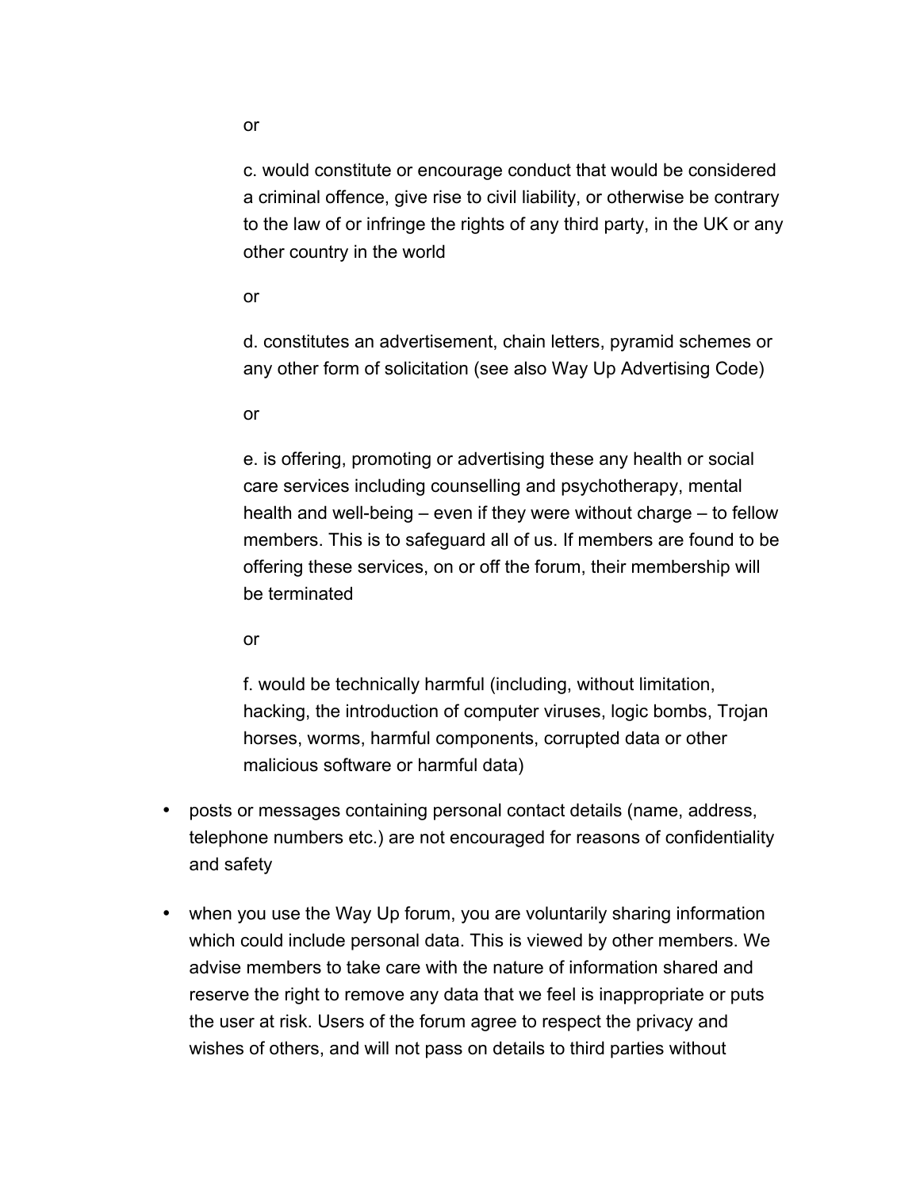or

c. would constitute or encourage conduct that would be considered a criminal offence, give rise to civil liability, or otherwise be contrary to the law of or infringe the rights of any third party, in the UK or any other country in the world

or

d. constitutes an advertisement, chain letters, pyramid schemes or any other form of solicitation (see also Way Up Advertising Code)

or

e. is offering, promoting or advertising these any health or social care services including counselling and psychotherapy, mental health and well-being – even if they were without charge – to fellow members. This is to safeguard all of us. If members are found to be offering these services, on or off the forum, their membership will be terminated

or

f. would be technically harmful (including, without limitation, hacking, the introduction of computer viruses, logic bombs, Trojan horses, worms, harmful components, corrupted data or other malicious software or harmful data)

- posts or messages containing personal contact details (name, address, telephone numbers etc.) are not encouraged for reasons of confidentiality and safety
- when you use the Way Up forum, you are voluntarily sharing information which could include personal data. This is viewed by other members. We advise members to take care with the nature of information shared and reserve the right to remove any data that we feel is inappropriate or puts the user at risk. Users of the forum agree to respect the privacy and wishes of others, and will not pass on details to third parties without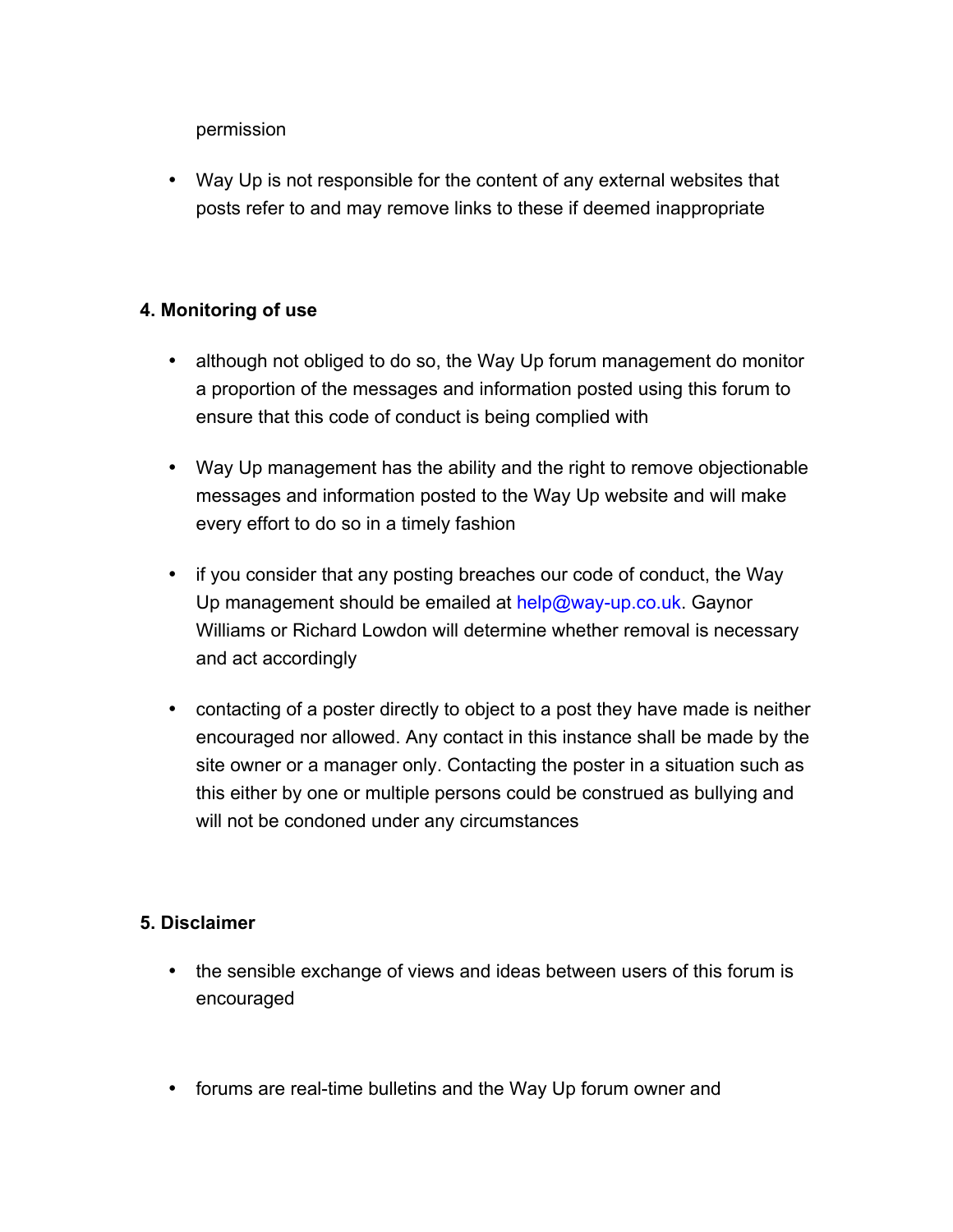permission

- Way Up is not responsible for the content of any external websites that posts refer to and may remove links to these if deemed inappropriate

**4. Monitoring of use**

- although not obliged to do so, the Way Up forum management do monitor a proportion of the messages and information posted using this forum to ensure that this code of conduct is being complied with

- Way Up management has the ability and the right to remove objectionable messages and information posted to the Way Up website and will make every effort to do so in a timely fashion

- if you consider that any posting breaches our code of conduct, the Way Up management should be emailed at help@way-up.co.uk. Gaynor Williams or Richard Lowdon will determine whether removal is necessary and act accordingly

- contacting of a poster directly to object to a post they have made is neither encouraged nor allowed. Any contact in this instance shall be made by the site owner or a manager only. Contacting the poster in a situation such as this either by one or multiple persons could be construed as bullying and will not be condoned under any circumstances

**5. Disclaimer**

- the sensible exchange of views and ideas between users of this forum is encouraged

- forums are real-time bulletins and the Way Up forum owner and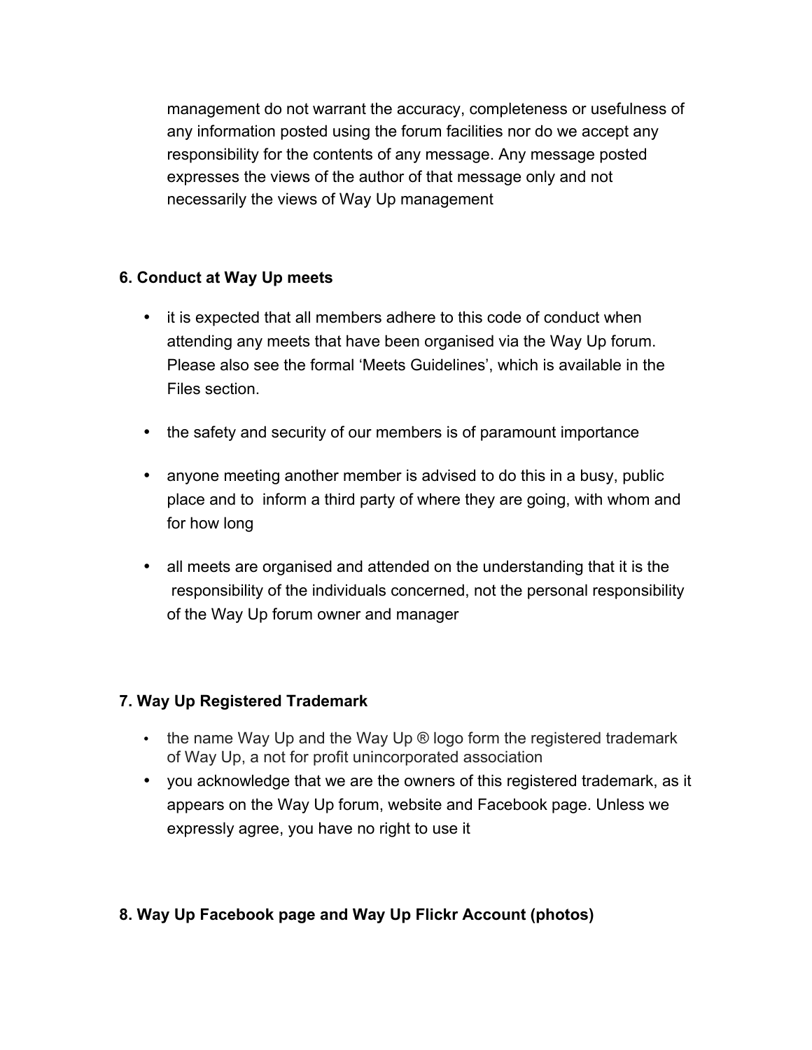management do not warrant the accuracy, completeness or usefulness of any information posted using the forum facilities nor do we accept any responsibility for the contents of any message. Any message posted expresses the views of the author of that message only and not necessarily the views of Way Up management

**6. Conduct at Way Up meets**

- it is expected that all members adhere to this code of conduct when attending any meets that have been organised via the Way Up forum. Please also see the formal 'Meets Guidelines', which is available in the Files section.

- the safety and security of our members is of paramount importance

- anyone meeting another member is advised to do this in a busy, public place and to inform a third party of where they are going, with whom and for how long

- all meets are organised and attended on the understanding that it is the responsibility of the individuals concerned, not the personal responsibility of the Way Up forum owner and manager

**7. Way Up Registered Trademark**

- the name Way Up and the Way Up ® logo form the registered trademark of Way Up, a not for profit unincorporated association
- you acknowledge that we are the owners of this registered trademark, as it appears on the Way Up forum, website and Facebook page. Unless we expressly agree, you have no right to use it

**8. Way Up Facebook page and Way Up Flickr Account (photos)**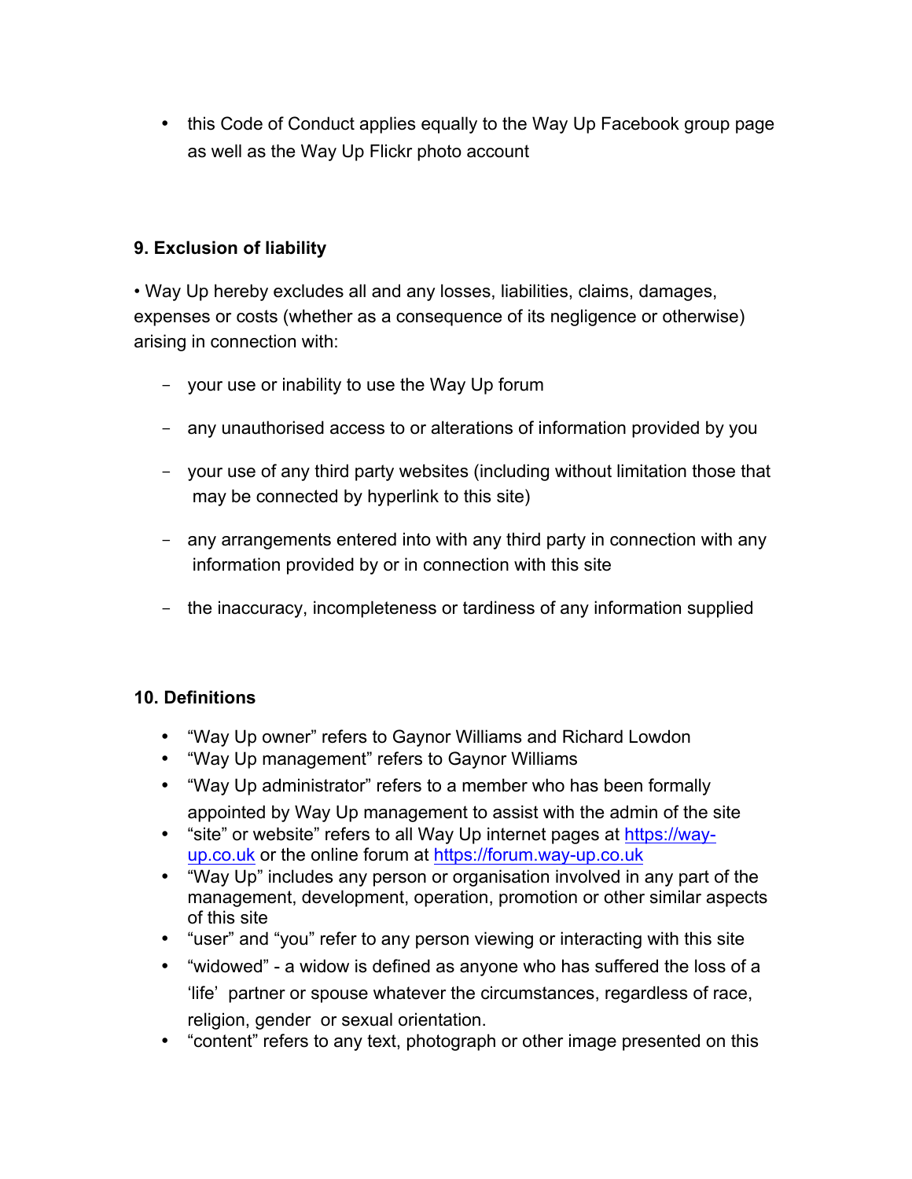- this Code of Conduct applies equally to the Way Up Facebook group page as well as the Way Up Flickr photo account

**9. Exclusion of liability**

• Way Up hereby excludes all and any losses, liabilities, claims, damages, expenses or costs (whether as a consequence of its negligence or otherwise) arising in connection with:

- your use or inability to use the Way Up forum
- any unauthorised access to or alterations of information provided by you
- your use of any third party websites (including without limitation those that may be connected by hyperlink to this site)
- any arrangements entered into with any third party in connection with any information provided by or in connection with this site
- the inaccuracy, incompleteness or tardiness of any information supplied

**10. Definitions**

- "Way Up owner" refers to Gaynor Williams and Richard Lowdon
- "Way Up management" refers to Gaynor Williams
- "Way Up administrator" refers to a member who has been formally appointed by Way Up management to assist with the admin of the site
- "site" or website" refers to all Way Up internet pages at [https://way-up.co.uk](https://way-up.co.uk) or the online forum at [https://forum.way-up.co.uk](https://forum.way-up.co.uk)
- "Way Up" includes any person or organisation involved in any part of the management, development, operation, promotion or other similar aspects of this site
- "user" and "you" refer to any person viewing or interacting with this site
- "widowed" - a widow is defined as anyone who has suffered the loss of a 'life' partner or spouse whatever the circumstances, regardless of race, religion, gender or sexual orientation.
- "content" refers to any text, photograph or other image presented on this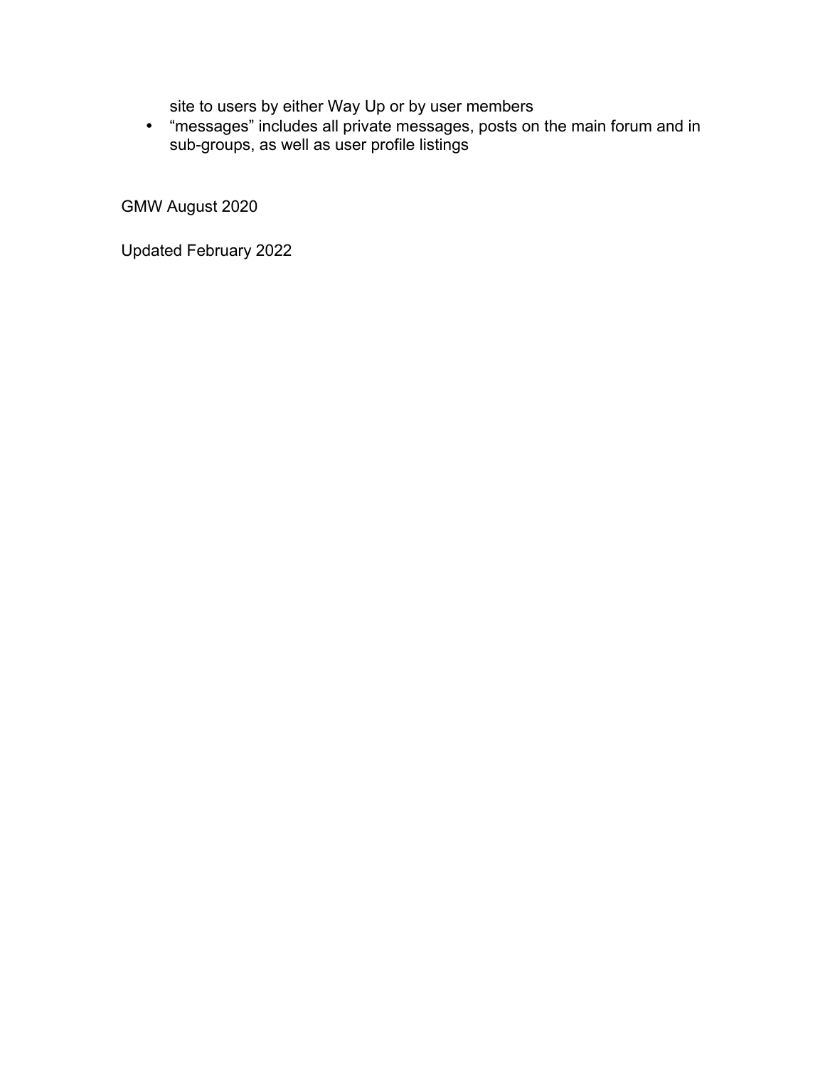site to users by either Way Up or by user members
- “messages” includes all private messages, posts on the main forum and in sub-groups, as well as user profile listings

GMW August 2020

Updated February 2022